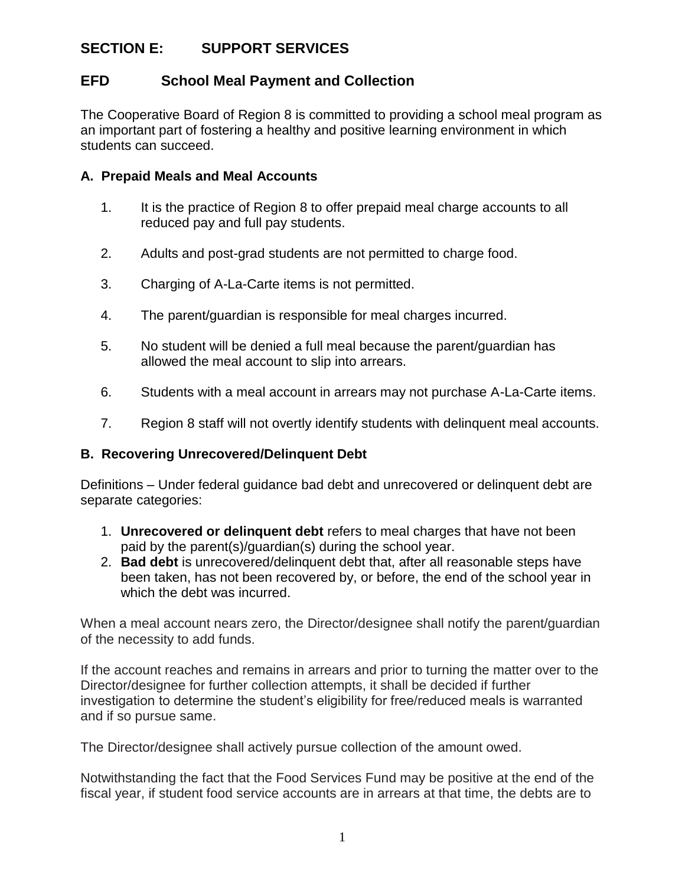## SECTION E: SUPPORT SERVICES

## EFD School Meal Payment and Collection

The Cooperative Board of Region 8 is committed to providing a school meal program as an important part of fostering a healthy and positive learning environment in which students can succeed.

### A. Prepaid Meals and Meal Accounts

1. It is the practice of Region 8 to offer prepaid meal charge accounts to all reduced pay and full pay students.

2. Adults and post-grad students are not permitted to charge food.

3. Charging of A-La-Carte items is not permitted.

4. The parent/guardian is responsible for meal charges incurred.

5. No student will be denied a full meal because the parent/guardian has allowed the meal account to slip into arrears.

6. Students with a meal account in arrears may not purchase A-La-Carte items.

7. Region 8 staff will not overtly identify students with delinquent meal accounts.

### B. Recovering Unrecovered/Delinquent Debt

Definitions – Under federal guidance bad debt and unrecovered or delinquent debt are separate categories:

1. **Unrecovered or delinquent debt** refers to meal charges that have not been paid by the parent(s)/guardian(s) during the school year.
2. **Bad debt** is unrecovered/delinquent debt that, after all reasonable steps have been taken, has not been recovered by, or before, the end of the school year in which the debt was incurred.

When a meal account nears zero, the Director/designee shall notify the parent/guardian of the necessity to add funds.

If the account reaches and remains in arrears and prior to turning the matter over to the Director/designee for further collection attempts, it shall be decided if further investigation to determine the student's eligibility for free/reduced meals is warranted and if so pursue same.

The Director/designee shall actively pursue collection of the amount owed.

Notwithstanding the fact that the Food Services Fund may be positive at the end of the fiscal year, if student food service accounts are in arrears at that time, the debts are to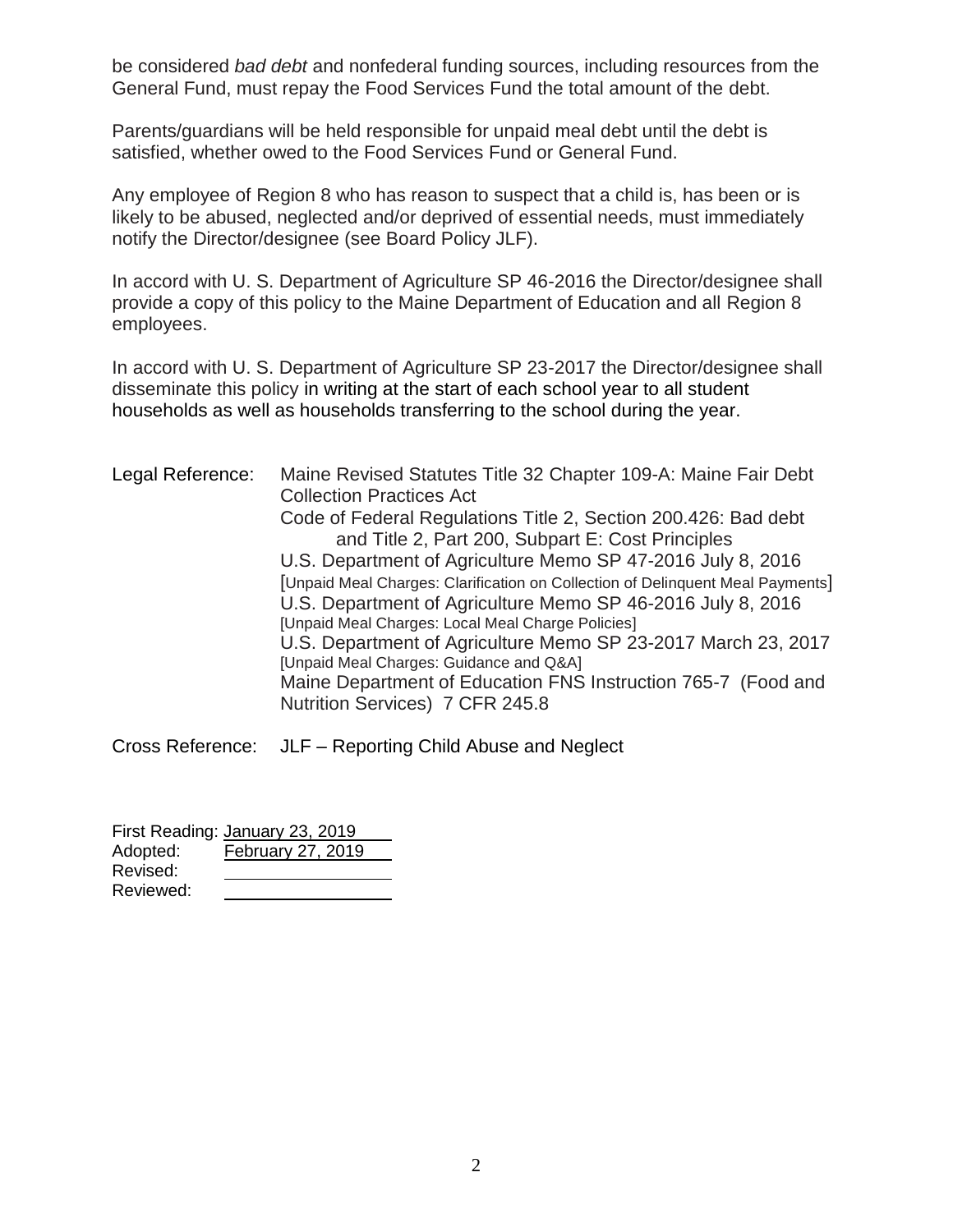be considered *bad debt* and nonfederal funding sources, including resources from the General Fund, must repay the Food Services Fund the total amount of the debt.

Parents/guardians will be held responsible for unpaid meal debt until the debt is satisfied, whether owed to the Food Services Fund or General Fund.

Any employee of Region 8 who has reason to suspect that a child is, has been or is likely to be abused, neglected and/or deprived of essential needs, must immediately notify the Director/designee (see Board Policy JLF).

In accord with U. S. Department of Agriculture SP 46-2016 the Director/designee shall provide a copy of this policy to the Maine Department of Education and all Region 8 employees.

In accord with U. S. Department of Agriculture SP 23-2017 the Director/designee shall disseminate this policy in writing at the start of each school year to all student households as well as households transferring to the school during the year.

Legal Reference: Maine Revised Statutes Title 32 Chapter 109-A: Maine Fair Debt Collection Practices Act
Code of Federal Regulations Title 2, Section 200.426: Bad debt and Title 2, Part 200, Subpart E: Cost Principles
U.S. Department of Agriculture Memo SP 47-2016 July 8, 2016 [Unpaid Meal Charges: Clarification on Collection of Delinquent Meal Payments]
U.S. Department of Agriculture Memo SP 46-2016 July 8, 2016 [Unpaid Meal Charges: Local Meal Charge Policies]
U.S. Department of Agriculture Memo SP 23-2017 March 23, 2017 [Unpaid Meal Charges: Guidance and Q&A]
Maine Department of Education FNS Instruction 765-7 (Food and Nutrition Services) 7 CFR 245.8

Cross Reference: JLF – Reporting Child Abuse and Neglect

First Reading: January 23, 2019
Adopted: February 27, 2019
Revised:
Reviewed: